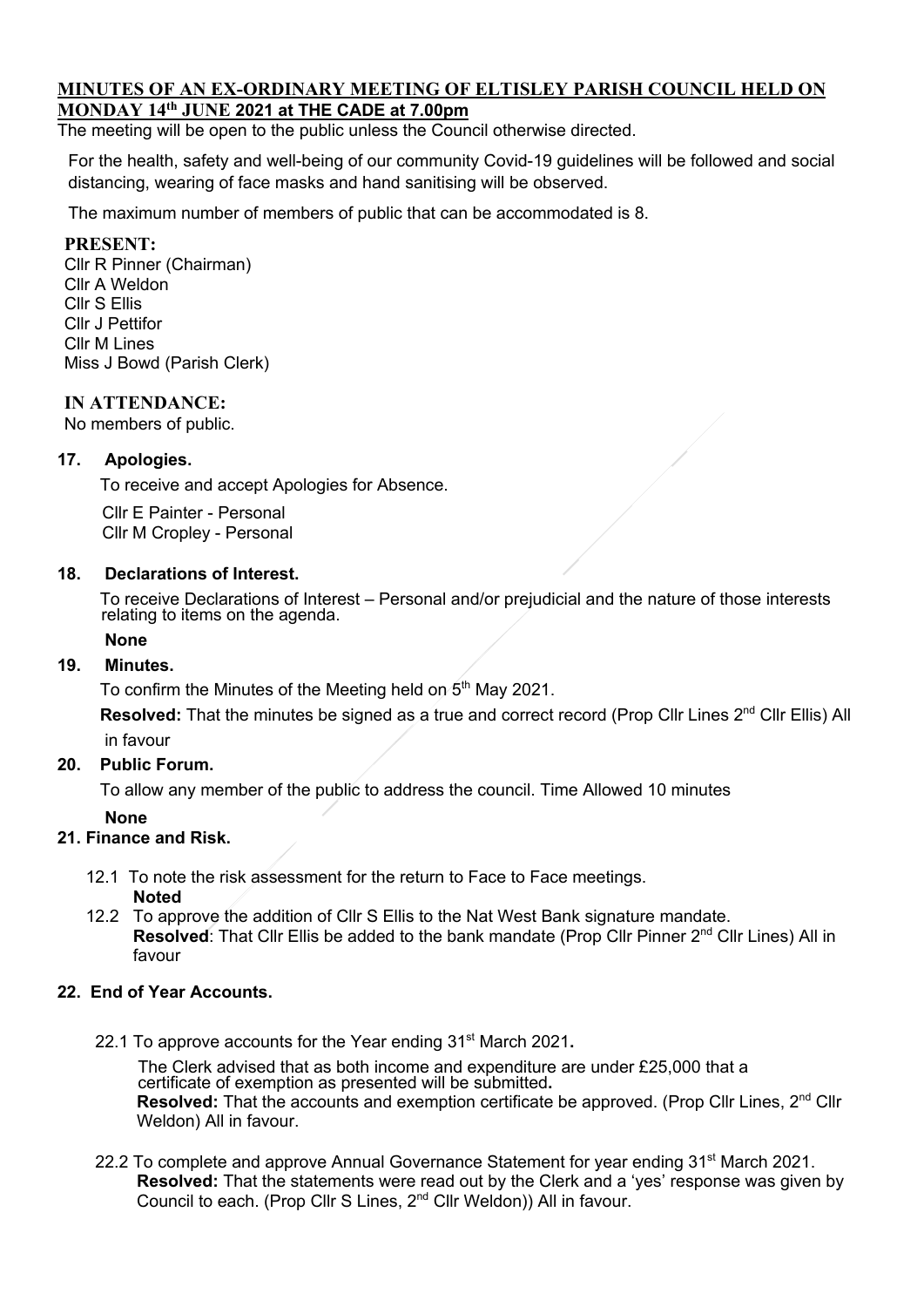# MINUTES OF AN EX-ORDINARY MEETING OF ELTISLEY PARISH COUNCIL HELD ON MONDAY 14th JUNE 2021 at THE CADE at 7.00pm

The meeting will be open to the public unless the Council otherwise directed.

For the health, safety and well-being of our community Covid-19 guidelines will be followed and social distancing, wearing of face masks and hand sanitising will be observed.

The maximum number of members of public that can be accommodated is 8.

**PRESENT:**

Cllr R Pinner (Chairman)
Cllr A Weldon
Cllr S Ellis
Cllr J Pettifor
Cllr M Lines
Miss J Bowd (Parish Clerk)

**IN ATTENDANCE:**

No members of public.

**17. Apologies.**

To receive and accept Apologies for Absence.

Cllr E Painter - Personal
Cllr M Cropley - Personal

**18. Declarations of Interest.**

To receive Declarations of Interest – Personal and/or prejudicial and the nature of those interests relating to items on the agenda.

**None**

**19. Minutes.**

To confirm the Minutes of the Meeting held on 5th May 2021.

**Resolved:** That the minutes be signed as a true and correct record (Prop Cllr Lines 2nd Cllr Ellis) All in favour

**20. Public Forum.**

To allow any member of the public to address the council. Time Allowed 10 minutes

**None**

**21. Finance and Risk.**

12.1 To note the risk assessment for the return to Face to Face meetings.
**Noted**

12.2 To approve the addition of Cllr S Ellis to the Nat West Bank signature mandate.
**Resolved**: That Cllr Ellis be added to the bank mandate (Prop Cllr Pinner 2nd Cllr Lines) All in favour

**22. End of Year Accounts.**

22.1 To approve accounts for the Year ending 31st March 2021**.**

The Clerk advised that as both income and expenditure are under £25,000 that a certificate of exemption as presented will be submitted**.**
**Resolved:** That the accounts and exemption certificate be approved. (Prop Cllr Lines, 2nd Cllr Weldon) All in favour.

22.2 To complete and approve Annual Governance Statement for year ending 31st March 2021.
**Resolved:** That the statements were read out by the Clerk and a 'yes' response was given by Council to each. (Prop Cllr S Lines, 2nd Cllr Weldon)) All in favour.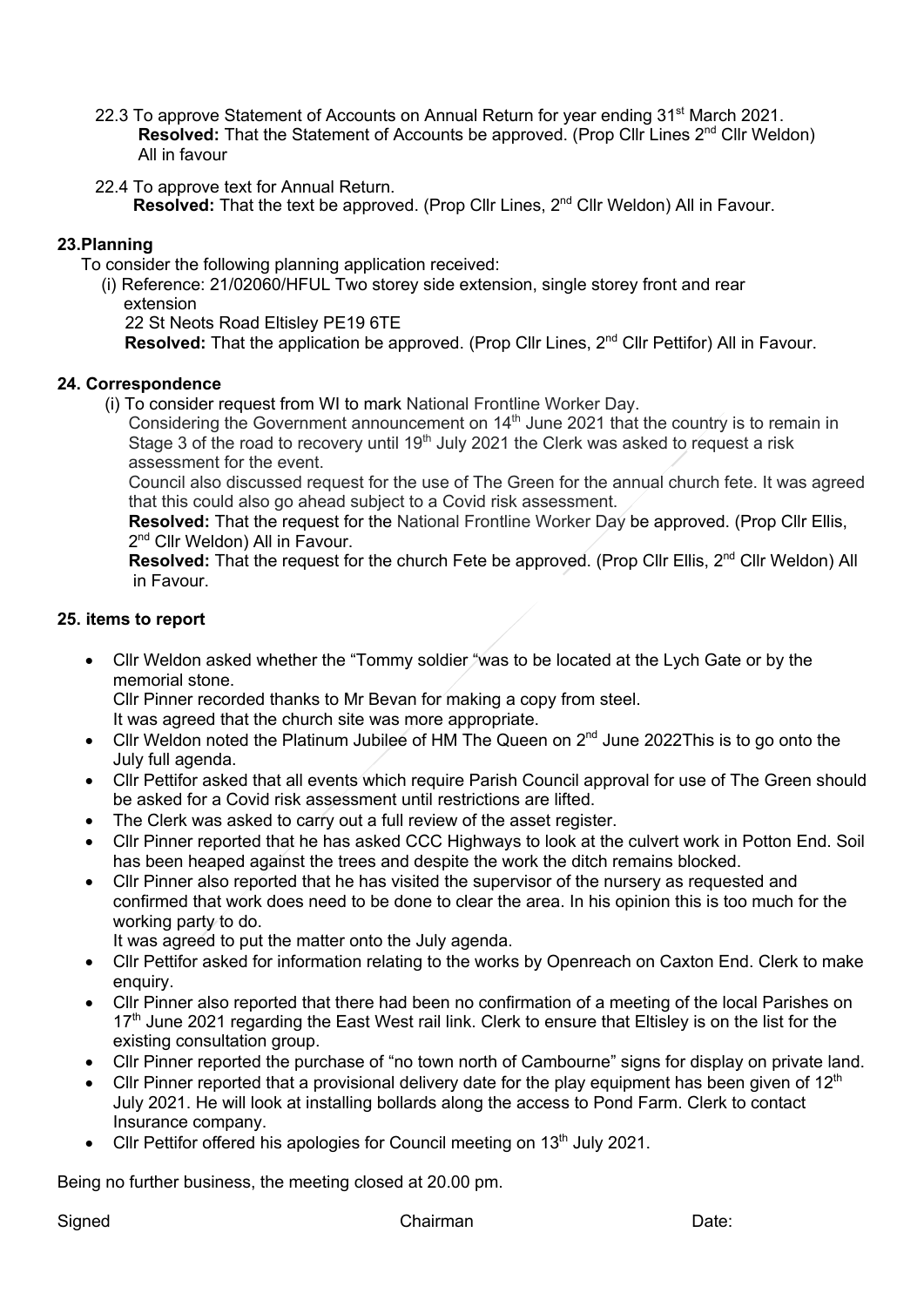22.3 To approve Statement of Accounts on Annual Return for year ending 31st March 2021.
**Resolved:** That the Statement of Accounts be approved. (Prop Cllr Lines 2nd Cllr Weldon) All in favour

22.4 To approve text for Annual Return.
**Resolved:** That the text be approved. (Prop Cllr Lines, 2nd Cllr Weldon) All in Favour.

**23.Planning**

To consider the following planning application received:

(i) Reference: 21/02060/HFUL Two storey side extension, single storey front and rear extension
22 St Neots Road Eltisley PE19 6TE
**Resolved:** That the application be approved. (Prop Cllr Lines, 2nd Cllr Pettifor) All in Favour.

**24. Correspondence**

(i) To consider request from WI to mark National Frontline Worker Day.
Considering the Government announcement on 14th June 2021 that the country is to remain in Stage 3 of the road to recovery until 19th July 2021 the Clerk was asked to request a risk assessment for the event.
Council also discussed request for the use of The Green for the annual church fete. It was agreed that this could also go ahead subject to a Covid risk assessment.
**Resolved:** That the request for the National Frontline Worker Day be approved. (Prop Cllr Ellis, 2nd Cllr Weldon) All in Favour.
**Resolved:** That the request for the church Fete be approved. (Prop Cllr Ellis, 2nd Cllr Weldon) All in Favour.

**25. items to report**

- Cllr Weldon asked whether the "Tommy soldier "was to be located at the Lych Gate or by the memorial stone.
  Cllr Pinner recorded thanks to Mr Bevan for making a copy from steel.
  It was agreed that the church site was more appropriate.
- Cllr Weldon noted the Platinum Jubilee of HM The Queen on 2nd June 2022This is to go onto the July full agenda.
- Cllr Pettifor asked that all events which require Parish Council approval for use of The Green should be asked for a Covid risk assessment until restrictions are lifted.
- The Clerk was asked to carry out a full review of the asset register.
- Cllr Pinner reported that he has asked CCC Highways to look at the culvert work in Potton End. Soil has been heaped against the trees and despite the work the ditch remains blocked.
- Cllr Pinner also reported that he has visited the supervisor of the nursery as requested and confirmed that work does need to be done to clear the area. In his opinion this is too much for the working party to do.
  It was agreed to put the matter onto the July agenda.
- Cllr Pettifor asked for information relating to the works by Openreach on Caxton End. Clerk to make enquiry.
- Cllr Pinner also reported that there had been no confirmation of a meeting of the local Parishes on 17th June 2021 regarding the East West rail link. Clerk to ensure that Eltisley is on the list for the existing consultation group.
- Cllr Pinner reported the purchase of "no town north of Cambourne" signs for display on private land.
- Cllr Pinner reported that a provisional delivery date for the play equipment has been given of 12th July 2021. He will look at installing bollards along the access to Pond Farm. Clerk to contact Insurance company.
- Cllr Pettifor offered his apologies for Council meeting on 13th July 2021.

Being no further business, the meeting closed at 20.00 pm.

Signed Chairman Date: